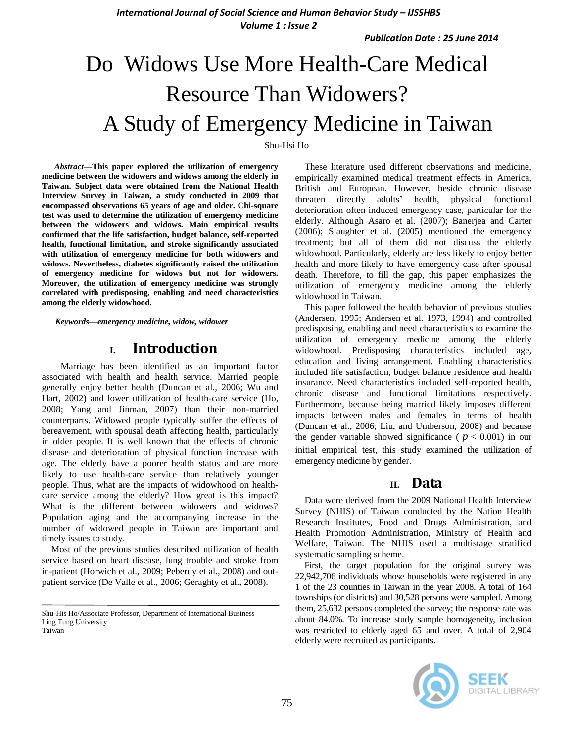# Do Widows Use More Health-Care Medical Resource Than Widowers? A Study of Emergency Medicine in Taiwan

Shu-Hsi Ho

***Abstract*—This paper explored the utilization of emergency medicine between the widowers and widows among the elderly in Taiwan. Subject data were obtained from the National Health Interview Survey in Taiwan, a study conducted in 2009 that encompassed observations 65 years of age and older. Chi-square test was used to determine the utilization of emergency medicine between the widowers and widows. Main empirical results confirmed that the life satisfaction, budget balance, self-reported health, functional limitation, and stroke significantly associated with utilization of emergency medicine for both widowers and widows. Nevertheless, diabetes significantly raised the utilization of emergency medicine for widows but not for widowers. Moreover, the utilization of emergency medicine was strongly correlated with predisposing, enabling and need characteristics among the elderly widowhood.**

***Keywords—emergency medicine, widow, widower***

## I. Introduction

Marriage has been identified as an important factor associated with health and health service. Married people generally enjoy better health (Duncan et al., 2006; Wu and Hart, 2002) and lower utilization of health-care service (Ho, 2008; Yang and Jinman, 2007) than their non-married counterparts. Widowed people typically suffer the effects of bereavement, with spousal death affecting health, particularly in older people. It is well known that the effects of chronic disease and deterioration of physical function increase with age. The elderly have a poorer health status and are more likely to use health-care service than relatively younger people. Thus, what are the impacts of widowhood on health-care service among the elderly? How great is this impact? What is the different between widowers and widows? Population aging and the accompanying increase in the number of widowed people in Taiwan are important and timely issues to study.

Most of the previous studies described utilization of health service based on heart disease, lung trouble and stroke from in-patient (Horwich et al., 2009; Peberdy et al., 2008) and out-patient service (De Valle et al., 2006; Geraghty et al., 2008).

These literature used different observations and medicine, empirically examined medical treatment effects in America, British and European. However, beside chronic disease threaten directly adults' health, physical functional deterioration often induced emergency case, particular for the elderly. Although Asaro et al. (2007); Banerjea and Carter (2006); Slaughter et al. (2005) mentioned the emergency treatment; but all of them did not discuss the elderly widowhood. Particularly, elderly are less likely to enjoy better health and more likely to have emergency case after spousal death. Therefore, to fill the gap, this paper emphasizes the utilization of emergency medicine among the elderly widowhood in Taiwan.

This paper followed the health behavior of previous studies (Andersen, 1995; Andersen et al. 1973, 1994) and controlled predisposing, enabling and need characteristics to examine the utilization of emergency medicine among the elderly widowhood. Predisposing characteristics included age, education and living arrangement. Enabling characteristics included life satisfaction, budget balance residence and health insurance. Need characteristics included self-reported health, chronic disease and functional limitations respectively. Furthermore, because being married likely imposes different impacts between males and females in terms of health (Duncan et al., 2006; Liu, and Umberson, 2008) and because the gender variable showed significance ( $p < 0.001$) in our initial empirical test, this study examined the utilization of emergency medicine by gender.

## II. Data

Data were derived from the 2009 National Health Interview Survey (NHIS) of Taiwan conducted by the Nation Health Research Institutes, Food and Drugs Administration, and Health Promotion Administration, Ministry of Health and Welfare, Taiwan. The NHIS used a multistage stratified systematic sampling scheme.

First, the target population for the original survey was 22,942,706 individuals whose households were registered in any 1 of the 23 counties in Taiwan in the year 2008. A total of 164 townships (or districts) and 30,528 persons were sampled. Among them, 25,632 persons completed the survey; the response rate was about 84.0%. To increase study sample homogeneity, inclusion was restricted to elderly aged 65 and over. A total of 2,904 elderly were recruited as participants.

Shu-His Ho/Associate Professor, Department of International Business
Ling Tung University
Taiwan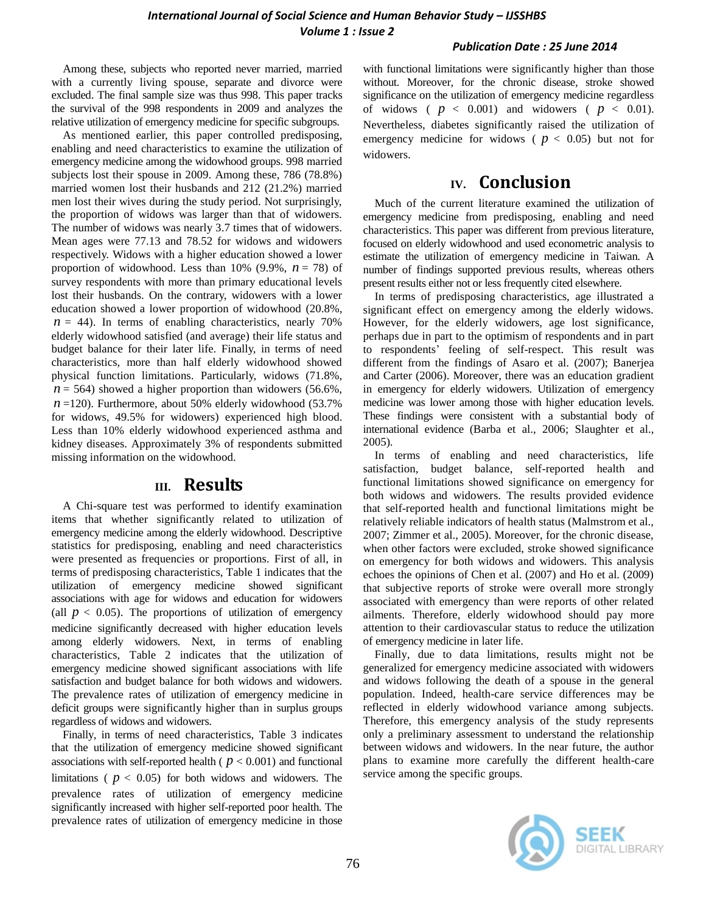Among these, subjects who reported never married, married with a currently living spouse, separate and divorce were excluded. The final sample size was thus 998. This paper tracks the survival of the 998 respondents in 2009 and analyzes the relative utilization of emergency medicine for specific subgroups.

As mentioned earlier, this paper controlled predisposing, enabling and need characteristics to examine the utilization of emergency medicine among the widowhood groups. 998 married subjects lost their spouse in 2009. Among these, 786 (78.8%) married women lost their husbands and 212 (21.2%) married men lost their wives during the study period. Not surprisingly, the proportion of widows was larger than that of widowers. The number of widows was nearly 3.7 times that of widowers. Mean ages were 77.13 and 78.52 for widows and widowers respectively. Widows with a higher education showed a lower proportion of widowhood. Less than 10% (9.9%, $n = 78$) of survey respondents with more than primary educational levels lost their husbands. On the contrary, widowers with a lower education showed a lower proportion of widowhood (20.8%, $n = 44$). In terms of enabling characteristics, nearly 70% elderly widowhood satisfied (and average) their life status and budget balance for their later life. Finally, in terms of need characteristics, more than half elderly widowhood showed physical function limitations. Particularly, widows (71.8%, $n = 564$) showed a higher proportion than widowers (56.6%, $n = 120$). Furthermore, about 50% elderly widowhood (53.7% for widows, 49.5% for widowers) experienced high blood. Less than 10% elderly widowhood experienced asthma and kidney diseases. Approximately 3% of respondents submitted missing information on the widowhood.

## III. Results

A Chi-square test was performed to identify examination items that whether significantly related to utilization of emergency medicine among the elderly widowhood. Descriptive statistics for predisposing, enabling and need characteristics were presented as frequencies or proportions. First of all, in terms of predisposing characteristics, Table 1 indicates that the utilization of emergency medicine showed significant associations with age for widows and education for widowers (all $p < 0.05$). The proportions of utilization of emergency medicine significantly decreased with higher education levels among elderly widowers. Next, in terms of enabling characteristics, Table 2 indicates that the utilization of emergency medicine showed significant associations with life satisfaction and budget balance for both widows and widowers. The prevalence rates of utilization of emergency medicine in deficit groups were significantly higher than in surplus groups regardless of widows and widowers.

Finally, in terms of need characteristics, Table 3 indicates that the utilization of emergency medicine showed significant associations with self-reported health ( $p < 0.001$) and functional limitations ( $p < 0.05$) for both widows and widowers. The prevalence rates of utilization of emergency medicine significantly increased with higher self-reported poor health. The prevalence rates of utilization of emergency medicine in those with functional limitations were significantly higher than those without. Moreover, for the chronic disease, stroke showed significance on the utilization of emergency medicine regardless of widows ( $p < 0.001$) and widowers ( $p < 0.01$). Nevertheless, diabetes significantly raised the utilization of emergency medicine for widows ( $p < 0.05$) but not for widowers.

## IV. Conclusion

Much of the current literature examined the utilization of emergency medicine from predisposing, enabling and need characteristics. This paper was different from previous literature, focused on elderly widowhood and used econometric analysis to estimate the utilization of emergency medicine in Taiwan. A number of findings supported previous results, whereas others present results either not or less frequently cited elsewhere.

In terms of predisposing characteristics, age illustrated a significant effect on emergency among the elderly widows. However, for the elderly widowers, age lost significance, perhaps due in part to the optimism of respondents and in part to respondents' feeling of self-respect. This result was different from the findings of Asaro et al. (2007); Banerjea and Carter (2006). Moreover, there was an education gradient in emergency for elderly widowers. Utilization of emergency medicine was lower among those with higher education levels. These findings were consistent with a substantial body of international evidence (Barba et al., 2006; Slaughter et al., 2005).

In terms of enabling and need characteristics, life satisfaction, budget balance, self-reported health and functional limitations showed significance on emergency for both widows and widowers. The results provided evidence that self-reported health and functional limitations might be relatively reliable indicators of health status (Malmstrom et al., 2007; Zimmer et al., 2005). Moreover, for the chronic disease, when other factors were excluded, stroke showed significance on emergency for both widows and widowers. This analysis echoes the opinions of Chen et al. (2007) and Ho et al. (2009) that subjective reports of stroke were overall more strongly associated with emergency than were reports of other related ailments. Therefore, elderly widowhood should pay more attention to their cardiovascular status to reduce the utilization of emergency medicine in later life.

Finally, due to data limitations, results might not be generalized for emergency medicine associated with widowers and widows following the death of a spouse in the general population. Indeed, health-care service differences may be reflected in elderly widowhood variance among subjects. Therefore, this emergency analysis of the study represents only a preliminary assessment to understand the relationship between widows and widowers. In the near future, the author plans to examine more carefully the different health-care service among the specific groups.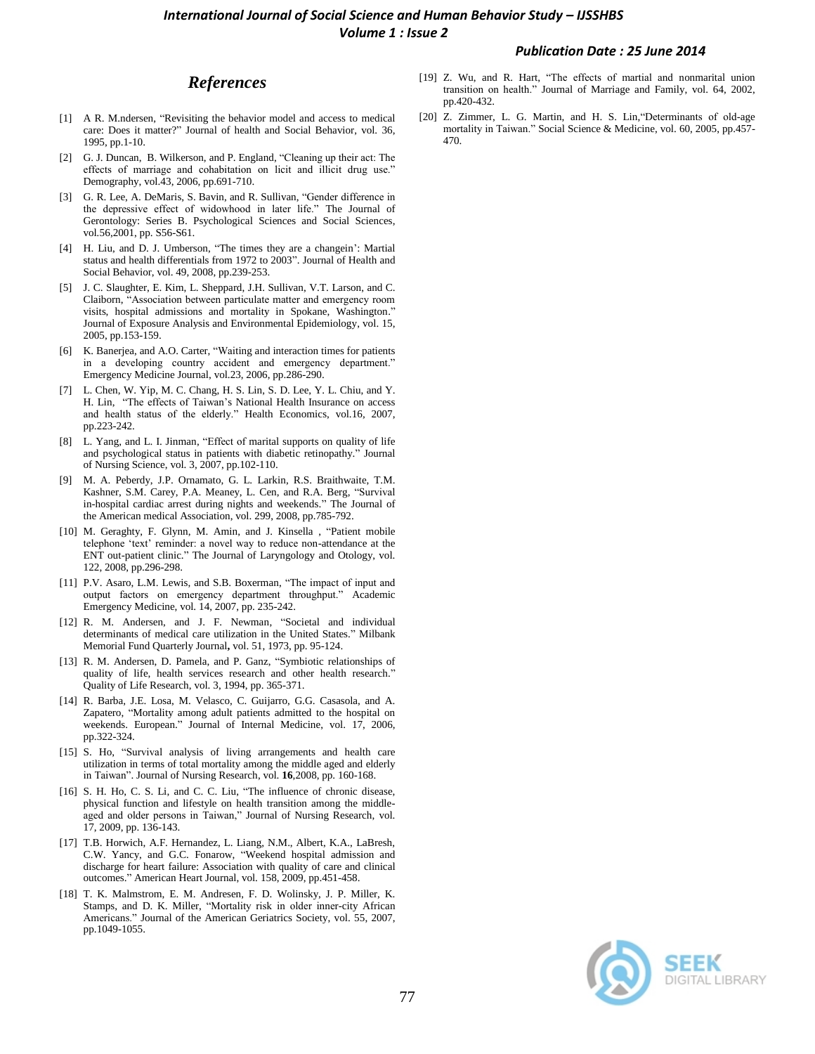## *References*

[1] A R. M.ndersen, "Revisiting the behavior model and access to medical care: Does it matter?" Journal of health and Social Behavior, vol. 36, 1995, pp.1-10.

[2] G. J. Duncan, B. Wilkerson, and P. England, "Cleaning up their act: The effects of marriage and cohabitation on licit and illicit drug use." Demography, vol.43, 2006, pp.691-710.

[3] G. R. Lee, A. DeMaris, S. Bavin, and R. Sullivan, "Gender difference in the depressive effect of widowhood in later life." The Journal of Gerontology: Series B. Psychological Sciences and Social Sciences, vol.56,2001, pp. S56-S61.

[4] H. Liu, and D. J. Umberson, "The times they are a changein': Martial status and health differentials from 1972 to 2003". Journal of Health and Social Behavior, vol. 49, 2008, pp.239-253.

[5] J. C. Slaughter, E. Kim, L. Sheppard, J.H. Sullivan, V.T. Larson, and C. Claiborn, "Association between particulate matter and emergency room visits, hospital admissions and mortality in Spokane, Washington." Journal of Exposure Analysis and Environmental Epidemiology, vol. 15, 2005, pp.153-159.

[6] K. Banerjea, and A.O. Carter, "Waiting and interaction times for patients in a developing country accident and emergency department." Emergency Medicine Journal, vol.23, 2006, pp.286-290.

[7] L. Chen, W. Yip, M. C. Chang, H. S. Lin, S. D. Lee, Y. L. Chiu, and Y. H. Lin, "The effects of Taiwan's National Health Insurance on access and health status of the elderly." Health Economics, vol.16, 2007, pp.223-242.

[8] L. Yang, and L. I. Jinman, "Effect of marital supports on quality of life and psychological status in patients with diabetic retinopathy." Journal of Nursing Science, vol. 3, 2007, pp.102-110.

[9] M. A. Peberdy, J.P. Ornamato, G. L. Larkin, R.S. Braithwaite, T.M. Kashner, S.M. Carey, P.A. Meaney, L. Cen, and R.A. Berg, "Survival in-hospital cardiac arrest during nights and weekends." The Journal of the American medical Association, vol. 299, 2008, pp.785-792.

[10] M. Geraghty, F. Glynn, M. Amin, and J. Kinsella , "Patient mobile telephone 'text' reminder: a novel way to reduce non-attendance at the ENT out-patient clinic." The Journal of Laryngology and Otology, vol. 122, 2008, pp.296-298.

[11] P.V. Asaro, L.M. Lewis, and S.B. Boxerman, "The impact of input and output factors on emergency department throughput." Academic Emergency Medicine, vol. 14, 2007, pp. 235-242.

[12] R. M. Andersen, and J. F. Newman, "Societal and individual determinants of medical care utilization in the United States." Milbank Memorial Fund Quarterly Journal**,** vol. 51, 1973, pp. 95-124.

[13] R. M. Andersen, D. Pamela, and P. Ganz, "Symbiotic relationships of quality of life, health services research and other health research." Quality of Life Research, vol. 3, 1994, pp. 365-371.

[14] R. Barba, J.E. Losa, M. Velasco, C. Guijarro, G.G. Casasola, and A. Zapatero, "Mortality among adult patients admitted to the hospital on weekends. European." Journal of Internal Medicine, vol. 17, 2006, pp.322-324.

[15] S. Ho, "Survival analysis of living arrangements and health care utilization in terms of total mortality among the middle aged and elderly in Taiwan". Journal of Nursing Research, vol. **16**,2008, pp. 160-168.

[16] S. H. Ho, C. S. Li, and C. C. Liu, "The influence of chronic disease, physical function and lifestyle on health transition among the middle-aged and older persons in Taiwan," Journal of Nursing Research, vol. 17, 2009, pp. 136-143.

[17] T.B. Horwich, A.F. Hernandez, L. Liang, N.M., Albert, K.A., LaBresh, C.W. Yancy, and G.C. Fonarow, "Weekend hospital admission and discharge for heart failure: Association with quality of care and clinical outcomes." American Heart Journal, vol. 158, 2009, pp.451-458.

[18] T. K. Malmstrom, E. M. Andresen, F. D. Wolinsky, J. P. Miller, K. Stamps, and D. K. Miller, "Mortality risk in older inner-city African Americans." Journal of the American Geriatrics Society, vol. 55, 2007, pp.1049-1055.

[19] Z. Wu, and R. Hart, "The effects of martial and nonmarital union transition on health." Journal of Marriage and Family, vol. 64, 2002, pp.420-432.

[20] Z. Zimmer, L. G. Martin, and H. S. Lin,"Determinants of old-age mortality in Taiwan." Social Science & Medicine, vol. 60, 2005, pp.457-470.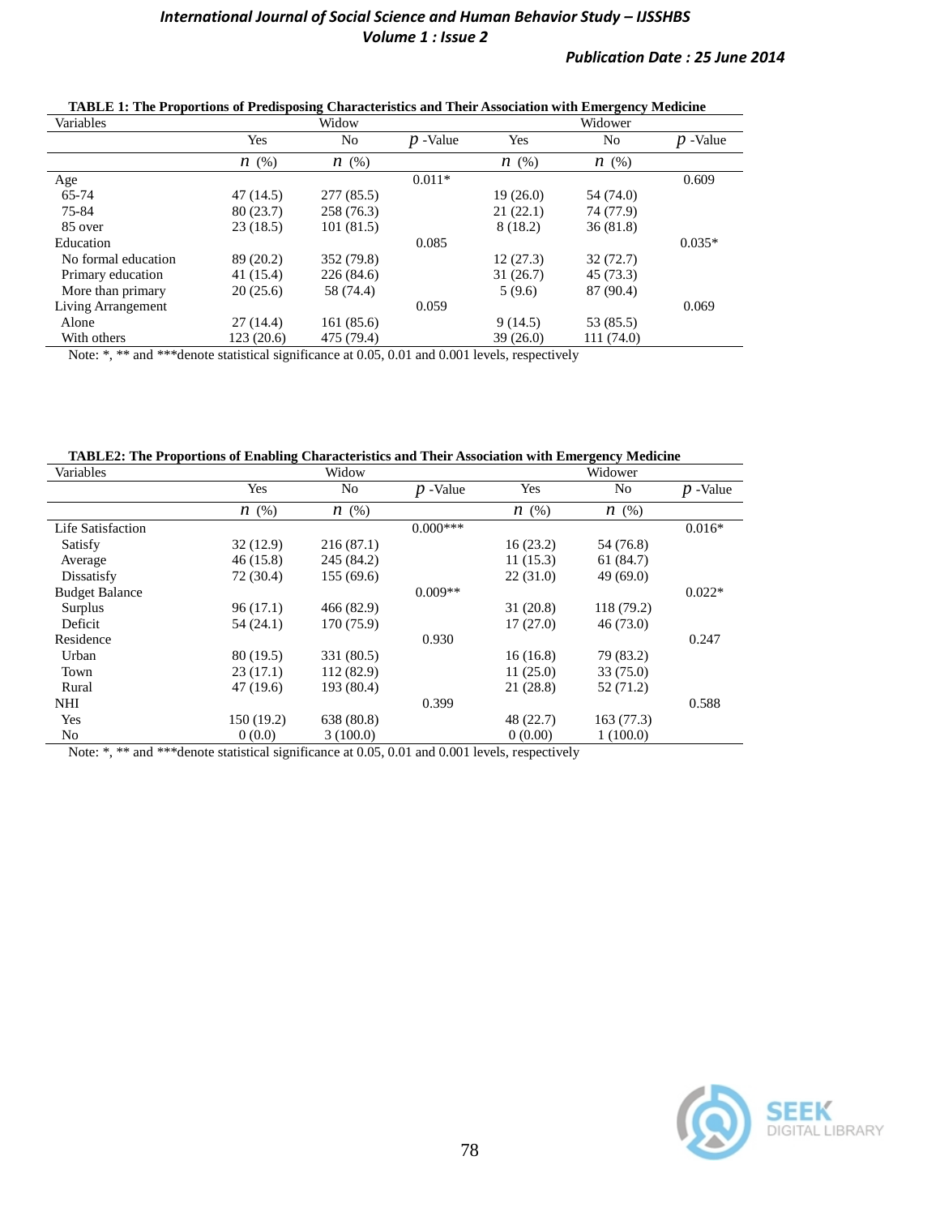**TABLE 1: The Proportions of Predisposing Characteristics and Their Association with Emergency Medicine**

| Variables | Widow | | | Widower | | |
|---|---|---|---|---|---|---|
| | Yes | No | $p$ -Value | Yes | No | $p$ -Value |
| | $n$ (%) | $n$ (%) | | $n$ (%) | $n$ (%) | |
| Age | | | 0.011* | | | 0.609 |
| 65-74 | 47 (14.5) | 277 (85.5) | | 19 (26.0) | 54 (74.0) | |
| 75-84 | 80 (23.7) | 258 (76.3) | | 21 (22.1) | 74 (77.9) | |
| 85 over | 23 (18.5) | 101 (81.5) | | 8 (18.2) | 36 (81.8) | |
| Education | | | 0.085 | | | 0.035* |
| No formal education | 89 (20.2) | 352 (79.8) | | 12 (27.3) | 32 (72.7) | |
| Primary education | 41 (15.4) | 226 (84.6) | | 31 (26.7) | 45 (73.3) | |
| More than primary | 20 (25.6) | 58 (74.4) | | 5 (9.6) | 87 (90.4) | |
| Living Arrangement | | | 0.059 | | | 0.069 |
| Alone | 27 (14.4) | 161 (85.6) | | 9 (14.5) | 53 (85.5) | |
| With others | 123 (20.6) | 475 (79.4) | | 39 (26.0) | 111 (74.0) | |

Note: *, ** and ***denote statistical significance at 0.05, 0.01 and 0.001 levels, respectively

**TABLE2: The Proportions of Enabling Characteristics and Their Association with Emergency Medicine**

| Variables | Widow | | | Widower | | |
|---|---|---|---|---|---|---|
| | Yes | No | $p$ -Value | Yes | No | $p$ -Value |
| | $n$ (%) | $n$ (%) | | $n$ (%) | $n$ (%) | |
| Life Satisfaction | | | 0.000*** | | | 0.016* |
| Satisfy | 32 (12.9) | 216 (87.1) | | 16 (23.2) | 54 (76.8) | |
| Average | 46 (15.8) | 245 (84.2) | | 11 (15.3) | 61 (84.7) | |
| Dissatisfy | 72 (30.4) | 155 (69.6) | | 22 (31.0) | 49 (69.0) | |
| Budget Balance | | | 0.009** | | | 0.022* |
| Surplus | 96 (17.1) | 466 (82.9) | | 31 (20.8) | 118 (79.2) | |
| Deficit | 54 (24.1) | 170 (75.9) | | 17 (27.0) | 46 (73.0) | |
| Residence | | | 0.930 | | | 0.247 |
| Urban | 80 (19.5) | 331 (80.5) | | 16 (16.8) | 79 (83.2) | |
| Town | 23 (17.1) | 112 (82.9) | | 11 (25.0) | 33 (75.0) | |
| Rural | 47 (19.6) | 193 (80.4) | | 21 (28.8) | 52 (71.2) | |
| NHI | | | 0.399 | | | 0.588 |
| Yes | 150 (19.2) | 638 (80.8) | | 48 (22.7) | 163 (77.3) | |
| No | 0 (0.0) | 3 (100.0) | | 0 (0.00) | 1 (100.0) | |

Note: *, ** and ***denote statistical significance at 0.05, 0.01 and 0.001 levels, respectively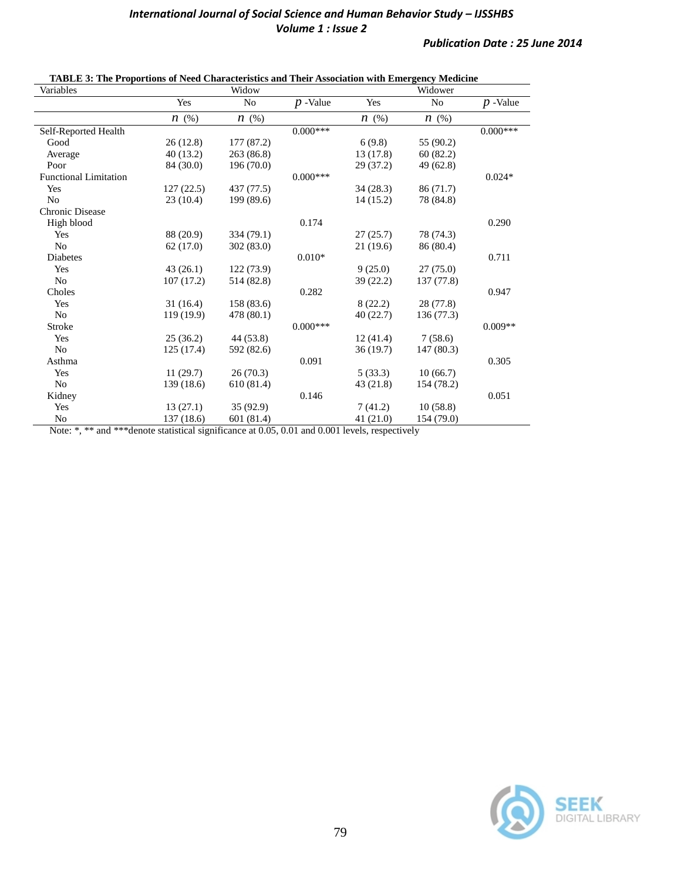**TABLE 3: The Proportions of Need Characteristics and Their Association with Emergency Medicine**

| Variables | Widow | | | Widower | | |
|---|---|---|---|---|---|---|
| | Yes | No | $p$ -Value | Yes | No | $p$ -Value |
| | $n$ (%) | $n$ (%) | | $n$ (%) | $n$ (%) | |
| Self-Reported Health | | | 0.000*** | | | 0.000*** |
| Good | 26 (12.8) | 177 (87.2) | | 6 (9.8) | 55 (90.2) | |
| Average | 40 (13.2) | 263 (86.8) | | 13 (17.8) | 60 (82.2) | |
| Poor | 84 (30.0) | 196 (70.0) | | 29 (37.2) | 49 (62.8) | |
| Functional Limitation | | | 0.000*** | | | 0.024* |
| Yes | 127 (22.5) | 437 (77.5) | | 34 (28.3) | 86 (71.7) | |
| No | 23 (10.4) | 199 (89.6) | | 14 (15.2) | 78 (84.8) | |
| Chronic Disease | | | | | | |
| High blood | | | 0.174 | | | 0.290 |
| Yes | 88 (20.9) | 334 (79.1) | | 27 (25.7) | 78 (74.3) | |
| No | 62 (17.0) | 302 (83.0) | | 21 (19.6) | 86 (80.4) | |
| Diabetes | | | 0.010* | | | 0.711 |
| Yes | 43 (26.1) | 122 (73.9) | | 9 (25.0) | 27 (75.0) | |
| No | 107 (17.2) | 514 (82.8) | | 39 (22.2) | 137 (77.8) | |
| Choles | | | 0.282 | | | 0.947 |
| Yes | 31 (16.4) | 158 (83.6) | | 8 (22.2) | 28 (77.8) | |
| No | 119 (19.9) | 478 (80.1) | | 40 (22.7) | 136 (77.3) | |
| Stroke | | | 0.000*** | | | 0.009** |
| Yes | 25 (36.2) | 44 (53.8) | | 12 (41.4) | 7 (58.6) | |
| No | 125 (17.4) | 592 (82.6) | | 36 (19.7) | 147 (80.3) | |
| Asthma | | | 0.091 | | | 0.305 |
| Yes | 11 (29.7) | 26 (70.3) | | 5 (33.3) | 10 (66.7) | |
| No | 139 (18.6) | 610 (81.4) | | 43 (21.8) | 154 (78.2) | |
| Kidney | | | 0.146 | | | 0.051 |
| Yes | 13 (27.1) | 35 (92.9) | | 7 (41.2) | 10 (58.8) | |
| No | 137 (18.6) | 601 (81.4) | | 41 (21.0) | 154 (79.0) | |

Note: *, ** and ***denote statistical significance at 0.05, 0.01 and 0.001 levels, respectively